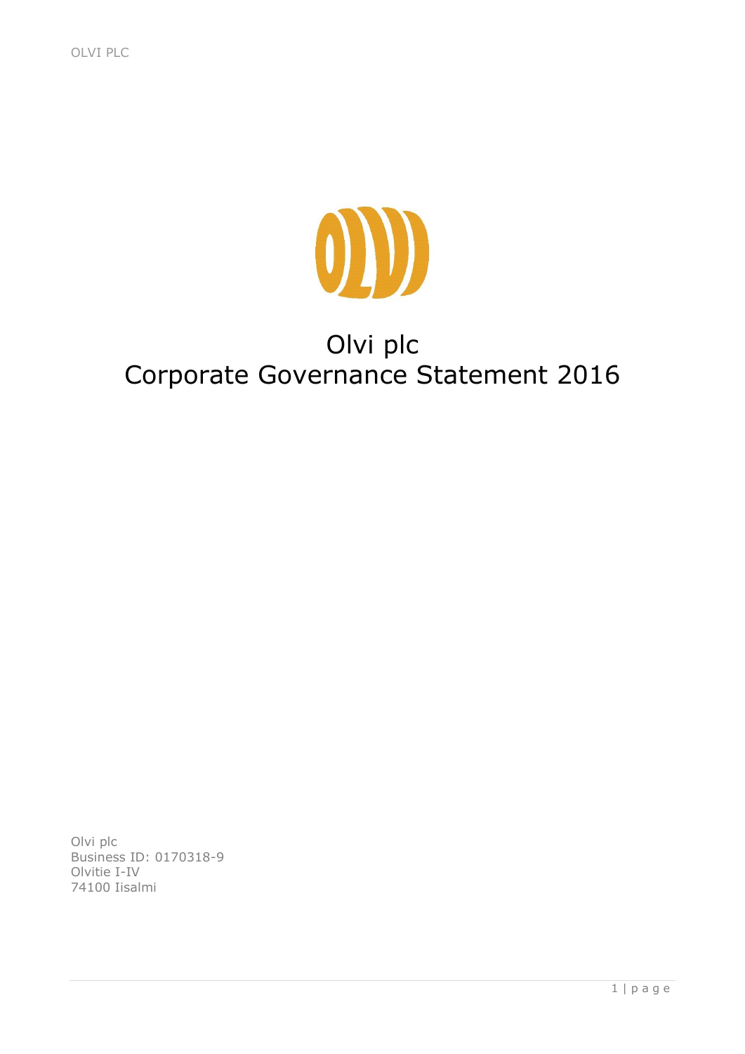# Olvi plc
# Corporate Governance Statement 2016

Olvi plc
Business ID: 0170318-9
Olvitie I-IV
74100 Iisalmi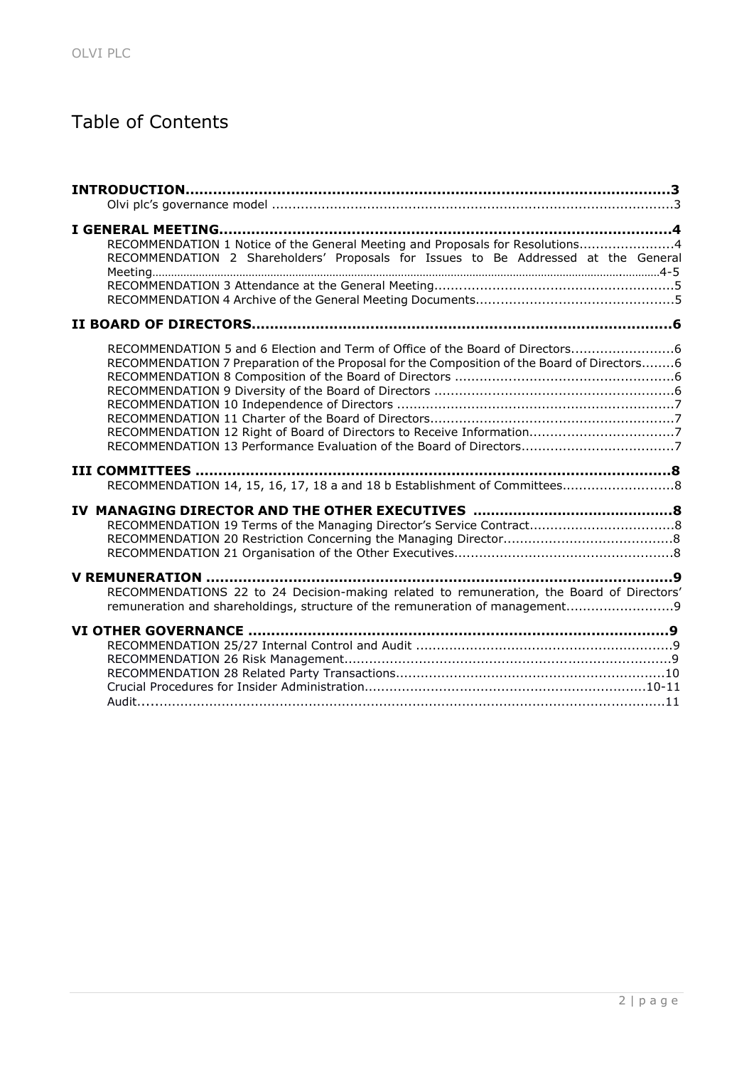# Table of Contents

**INTRODUCTION** ..... 3
- Olvi plc's governance model ..... 3

**I GENERAL MEETING** ..... 4
- RECOMMENDATION 1 Notice of the General Meeting and Proposals for Resolutions ..... 4
- RECOMMENDATION 2 Shareholders' Proposals for Issues to Be Addressed at the General Meeting ..... 4-5
- RECOMMENDATION 3 Attendance at the General Meeting ..... 5
- RECOMMENDATION 4 Archive of the General Meeting Documents ..... 5

**II BOARD OF DIRECTORS** ..... 6
- RECOMMENDATION 5 and 6 Election and Term of Office of the Board of Directors ..... 6
- RECOMMENDATION 7 Preparation of the Proposal for the Composition of the Board of Directors ..... 6
- RECOMMENDATION 8 Composition of the Board of Directors ..... 6
- RECOMMENDATION 9 Diversity of the Board of Directors ..... 6
- RECOMMENDATION 10 Independence of Directors ..... 7
- RECOMMENDATION 11 Charter of the Board of Directors ..... 7
- RECOMMENDATION 12 Right of Board of Directors to Receive Information ..... 7
- RECOMMENDATION 13 Performance Evaluation of the Board of Directors ..... 7

**III COMMITTEES** ..... 8
- RECOMMENDATION 14, 15, 16, 17, 18 a and 18 b Establishment of Committees ..... 8

**IV MANAGING DIRECTOR AND THE OTHER EXECUTIVES** ..... 8
- RECOMMENDATION 19 Terms of the Managing Director's Service Contract ..... 8
- RECOMMENDATION 20 Restriction Concerning the Managing Director ..... 8
- RECOMMENDATION 21 Organisation of the Other Executives ..... 8

**V REMUNERATION** ..... 9
- RECOMMENDATIONS 22 to 24 Decision-making related to remuneration, the Board of Directors' remuneration and shareholdings, structure of the remuneration of management ..... 9

**VI OTHER GOVERNANCE** ..... 9
- RECOMMENDATION 25/27 Internal Control and Audit ..... 9
- RECOMMENDATION 26 Risk Management ..... 9
- RECOMMENDATION 28 Related Party Transactions ..... 10
- Crucial Procedures for Insider Administration ..... 10-11
- Audit ..... 11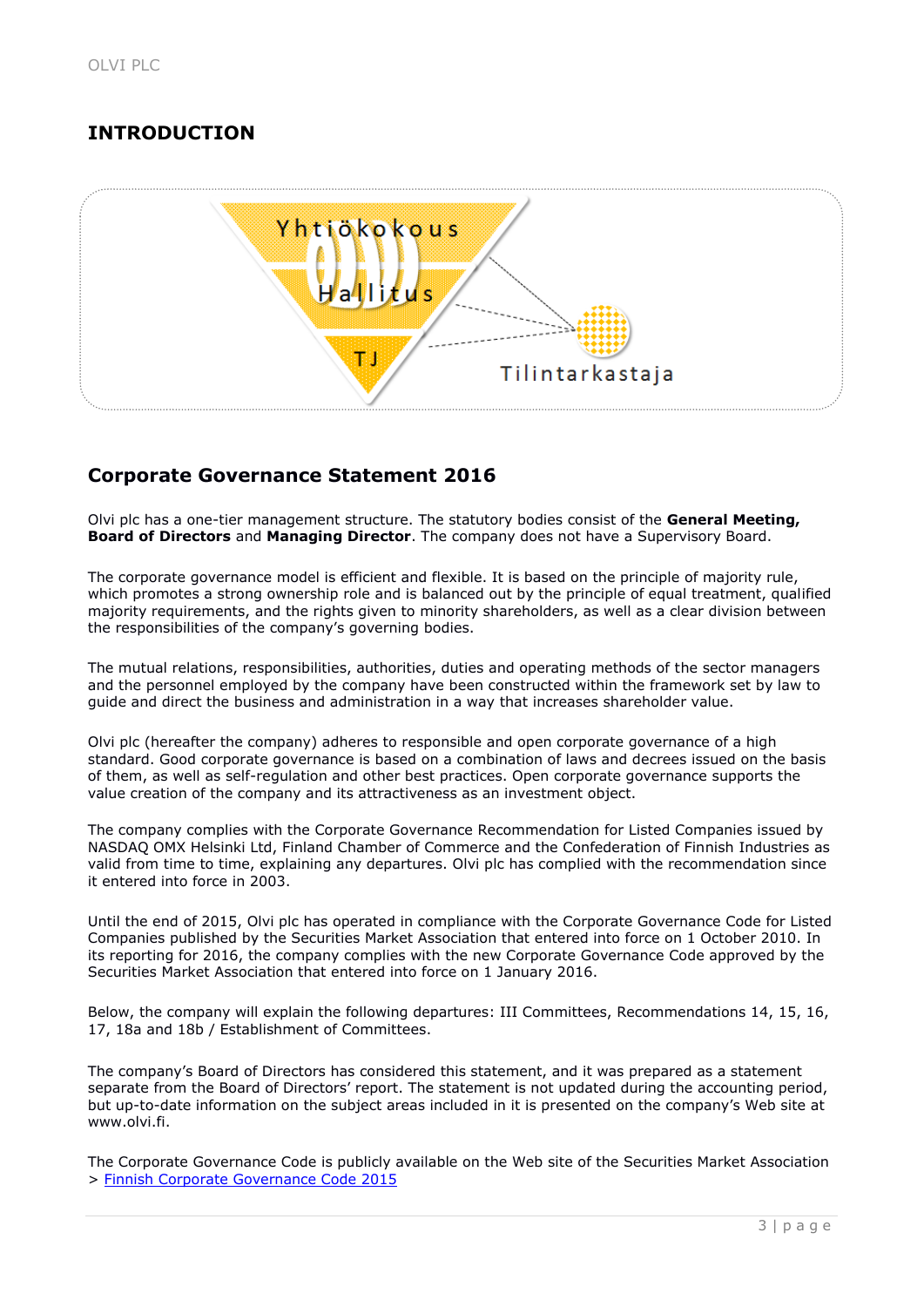# INTRODUCTION

Yhtiökokous

Hallitus

TJ

Tilintarkastaja

## Corporate Governance Statement 2016

Olvi plc has a one-tier management structure. The statutory bodies consist of the **General Meeting, Board of Directors** and **Managing Director**. The company does not have a Supervisory Board.

The corporate governance model is efficient and flexible. It is based on the principle of majority rule, which promotes a strong ownership role and is balanced out by the principle of equal treatment, qualified majority requirements, and the rights given to minority shareholders, as well as a clear division between the responsibilities of the company's governing bodies.

The mutual relations, responsibilities, authorities, duties and operating methods of the sector managers and the personnel employed by the company have been constructed within the framework set by law to guide and direct the business and administration in a way that increases shareholder value.

Olvi plc (hereafter the company) adheres to responsible and open corporate governance of a high standard. Good corporate governance is based on a combination of laws and decrees issued on the basis of them, as well as self-regulation and other best practices. Open corporate governance supports the value creation of the company and its attractiveness as an investment object.

The company complies with the Corporate Governance Recommendation for Listed Companies issued by NASDAQ OMX Helsinki Ltd, Finland Chamber of Commerce and the Confederation of Finnish Industries as valid from time to time, explaining any departures. Olvi plc has complied with the recommendation since it entered into force in 2003.

Until the end of 2015, Olvi plc has operated in compliance with the Corporate Governance Code for Listed Companies published by the Securities Market Association that entered into force on 1 October 2010. In its reporting for 2016, the company complies with the new Corporate Governance Code approved by the Securities Market Association that entered into force on 1 January 2016.

Below, the company will explain the following departures: III Committees, Recommendations 14, 15, 16, 17, 18a and 18b / Establishment of Committees.

The company's Board of Directors has considered this statement, and it was prepared as a statement separate from the Board of Directors' report. The statement is not updated during the accounting period, but up-to-date information on the subject areas included in it is presented on the company's Web site at www.olvi.fi.

The Corporate Governance Code is publicly available on the Web site of the Securities Market Association > Finnish Corporate Governance Code 2015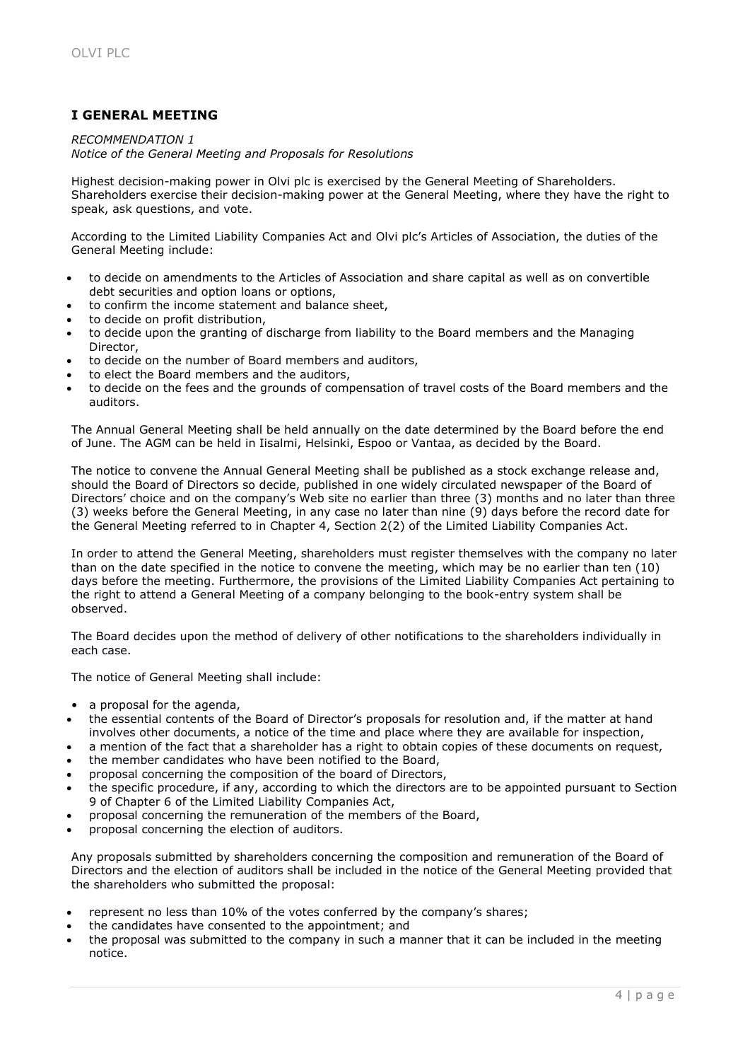## I GENERAL MEETING

*RECOMMENDATION 1*
*Notice of the General Meeting and Proposals for Resolutions*

Highest decision-making power in Olvi plc is exercised by the General Meeting of Shareholders. Shareholders exercise their decision-making power at the General Meeting, where they have the right to speak, ask questions, and vote.

According to the Limited Liability Companies Act and Olvi plc's Articles of Association, the duties of the General Meeting include:

- to decide on amendments to the Articles of Association and share capital as well as on convertible debt securities and option loans or options,
- to confirm the income statement and balance sheet,
- to decide on profit distribution,
- to decide upon the granting of discharge from liability to the Board members and the Managing Director,
- to decide on the number of Board members and auditors,
- to elect the Board members and the auditors,
- to decide on the fees and the grounds of compensation of travel costs of the Board members and the auditors.

The Annual General Meeting shall be held annually on the date determined by the Board before the end of June. The AGM can be held in Iisalmi, Helsinki, Espoo or Vantaa, as decided by the Board.

The notice to convene the Annual General Meeting shall be published as a stock exchange release and, should the Board of Directors so decide, published in one widely circulated newspaper of the Board of Directors' choice and on the company's Web site no earlier than three (3) months and no later than three (3) weeks before the General Meeting, in any case no later than nine (9) days before the record date for the General Meeting referred to in Chapter 4, Section 2(2) of the Limited Liability Companies Act.

In order to attend the General Meeting, shareholders must register themselves with the company no later than on the date specified in the notice to convene the meeting, which may be no earlier than ten (10) days before the meeting. Furthermore, the provisions of the Limited Liability Companies Act pertaining to the right to attend a General Meeting of a company belonging to the book-entry system shall be observed.

The Board decides upon the method of delivery of other notifications to the shareholders individually in each case.

The notice of General Meeting shall include:

- a proposal for the agenda,
- the essential contents of the Board of Director's proposals for resolution and, if the matter at hand involves other documents, a notice of the time and place where they are available for inspection,
- a mention of the fact that a shareholder has a right to obtain copies of these documents on request,
- the member candidates who have been notified to the Board,
- proposal concerning the composition of the board of Directors,
- the specific procedure, if any, according to which the directors are to be appointed pursuant to Section 9 of Chapter 6 of the Limited Liability Companies Act,
- proposal concerning the remuneration of the members of the Board,
- proposal concerning the election of auditors.

Any proposals submitted by shareholders concerning the composition and remuneration of the Board of Directors and the election of auditors shall be included in the notice of the General Meeting provided that the shareholders who submitted the proposal:

- represent no less than 10% of the votes conferred by the company's shares;
- the candidates have consented to the appointment; and
- the proposal was submitted to the company in such a manner that it can be included in the meeting notice.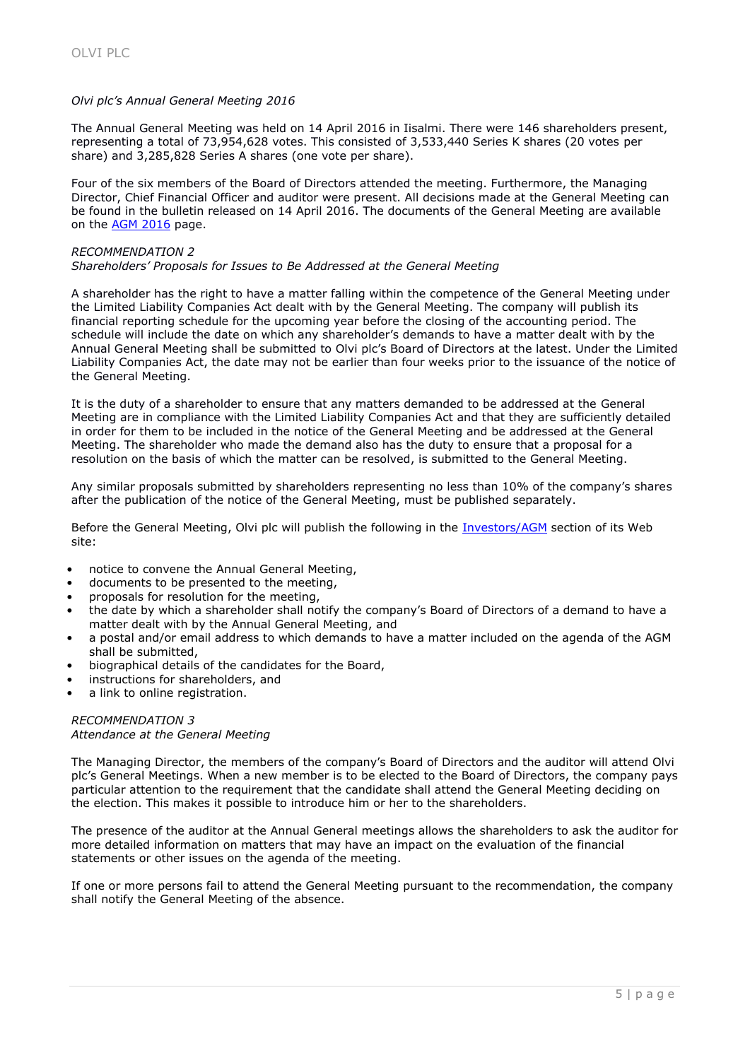*Olvi plc's Annual General Meeting 2016*

The Annual General Meeting was held on 14 April 2016 in Iisalmi. There were 146 shareholders present, representing a total of 73,954,628 votes. This consisted of 3,533,440 Series K shares (20 votes per share) and 3,285,828 Series A shares (one vote per share).

Four of the six members of the Board of Directors attended the meeting. Furthermore, the Managing Director, Chief Financial Officer and auditor were present. All decisions made at the General Meeting can be found in the bulletin released on 14 April 2016. The documents of the General Meeting are available on the AGM 2016 page.

*RECOMMENDATION 2*
*Shareholders' Proposals for Issues to Be Addressed at the General Meeting*

A shareholder has the right to have a matter falling within the competence of the General Meeting under the Limited Liability Companies Act dealt with by the General Meeting. The company will publish its financial reporting schedule for the upcoming year before the closing of the accounting period. The schedule will include the date on which any shareholder's demands to have a matter dealt with by the Annual General Meeting shall be submitted to Olvi plc's Board of Directors at the latest. Under the Limited Liability Companies Act, the date may not be earlier than four weeks prior to the issuance of the notice of the General Meeting.

It is the duty of a shareholder to ensure that any matters demanded to be addressed at the General Meeting are in compliance with the Limited Liability Companies Act and that they are sufficiently detailed in order for them to be included in the notice of the General Meeting and be addressed at the General Meeting. The shareholder who made the demand also has the duty to ensure that a proposal for a resolution on the basis of which the matter can be resolved, is submitted to the General Meeting.

Any similar proposals submitted by shareholders representing no less than 10% of the company's shares after the publication of the notice of the General Meeting, must be published separately.

Before the General Meeting, Olvi plc will publish the following in the Investors/AGM section of its Web site:

- notice to convene the Annual General Meeting,
- documents to be presented to the meeting,
- proposals for resolution for the meeting,
- the date by which a shareholder shall notify the company's Board of Directors of a demand to have a matter dealt with by the Annual General Meeting, and
- a postal and/or email address to which demands to have a matter included on the agenda of the AGM shall be submitted,
- biographical details of the candidates for the Board,
- instructions for shareholders, and
- a link to online registration.

*RECOMMENDATION 3*
*Attendance at the General Meeting*

The Managing Director, the members of the company's Board of Directors and the auditor will attend Olvi plc's General Meetings. When a new member is to be elected to the Board of Directors, the company pays particular attention to the requirement that the candidate shall attend the General Meeting deciding on the election. This makes it possible to introduce him or her to the shareholders.

The presence of the auditor at the Annual General meetings allows the shareholders to ask the auditor for more detailed information on matters that may have an impact on the evaluation of the financial statements or other issues on the agenda of the meeting.

If one or more persons fail to attend the General Meeting pursuant to the recommendation, the company shall notify the General Meeting of the absence.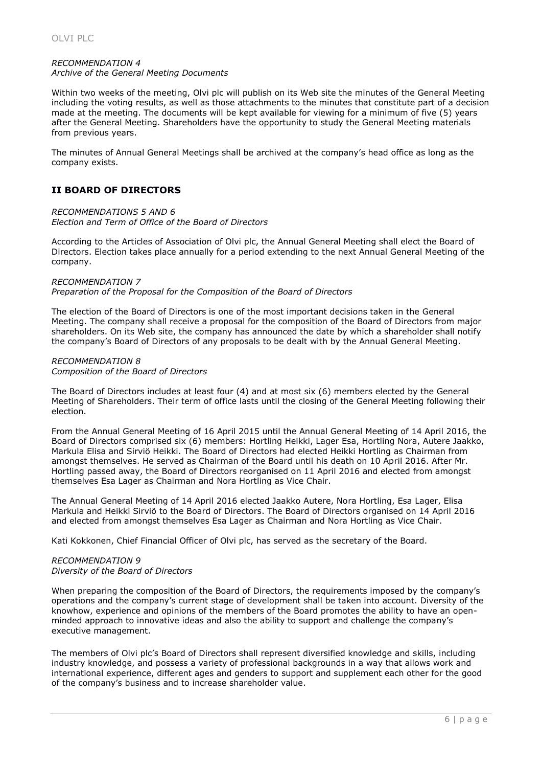*RECOMMENDATION 4*
*Archive of the General Meeting Documents*

Within two weeks of the meeting, Olvi plc will publish on its Web site the minutes of the General Meeting including the voting results, as well as those attachments to the minutes that constitute part of a decision made at the meeting. The documents will be kept available for viewing for a minimum of five (5) years after the General Meeting. Shareholders have the opportunity to study the General Meeting materials from previous years.

The minutes of Annual General Meetings shall be archived at the company's head office as long as the company exists.

## II BOARD OF DIRECTORS

*RECOMMENDATIONS 5 AND 6*
*Election and Term of Office of the Board of Directors*

According to the Articles of Association of Olvi plc, the Annual General Meeting shall elect the Board of Directors. Election takes place annually for a period extending to the next Annual General Meeting of the company.

*RECOMMENDATION 7*
*Preparation of the Proposal for the Composition of the Board of Directors*

The election of the Board of Directors is one of the most important decisions taken in the General Meeting. The company shall receive a proposal for the composition of the Board of Directors from major shareholders. On its Web site, the company has announced the date by which a shareholder shall notify the company's Board of Directors of any proposals to be dealt with by the Annual General Meeting.

*RECOMMENDATION 8*
*Composition of the Board of Directors*

The Board of Directors includes at least four (4) and at most six (6) members elected by the General Meeting of Shareholders. Their term of office lasts until the closing of the General Meeting following their election.

From the Annual General Meeting of 16 April 2015 until the Annual General Meeting of 14 April 2016, the Board of Directors comprised six (6) members: Hortling Heikki, Lager Esa, Hortling Nora, Autere Jaakko, Markula Elisa and Sirviö Heikki. The Board of Directors had elected Heikki Hortling as Chairman from amongst themselves. He served as Chairman of the Board until his death on 10 April 2016. After Mr. Hortling passed away, the Board of Directors reorganised on 11 April 2016 and elected from amongst themselves Esa Lager as Chairman and Nora Hortling as Vice Chair.

The Annual General Meeting of 14 April 2016 elected Jaakko Autere, Nora Hortling, Esa Lager, Elisa Markula and Heikki Sirviö to the Board of Directors. The Board of Directors organised on 14 April 2016 and elected from amongst themselves Esa Lager as Chairman and Nora Hortling as Vice Chair.

Kati Kokkonen, Chief Financial Officer of Olvi plc, has served as the secretary of the Board.

*RECOMMENDATION 9*
*Diversity of the Board of Directors*

When preparing the composition of the Board of Directors, the requirements imposed by the company's operations and the company's current stage of development shall be taken into account. Diversity of the knowhow, experience and opinions of the members of the Board promotes the ability to have an open-minded approach to innovative ideas and also the ability to support and challenge the company's executive management.

The members of Olvi plc's Board of Directors shall represent diversified knowledge and skills, including industry knowledge, and possess a variety of professional backgrounds in a way that allows work and international experience, different ages and genders to support and supplement each other for the good of the company's business and to increase shareholder value.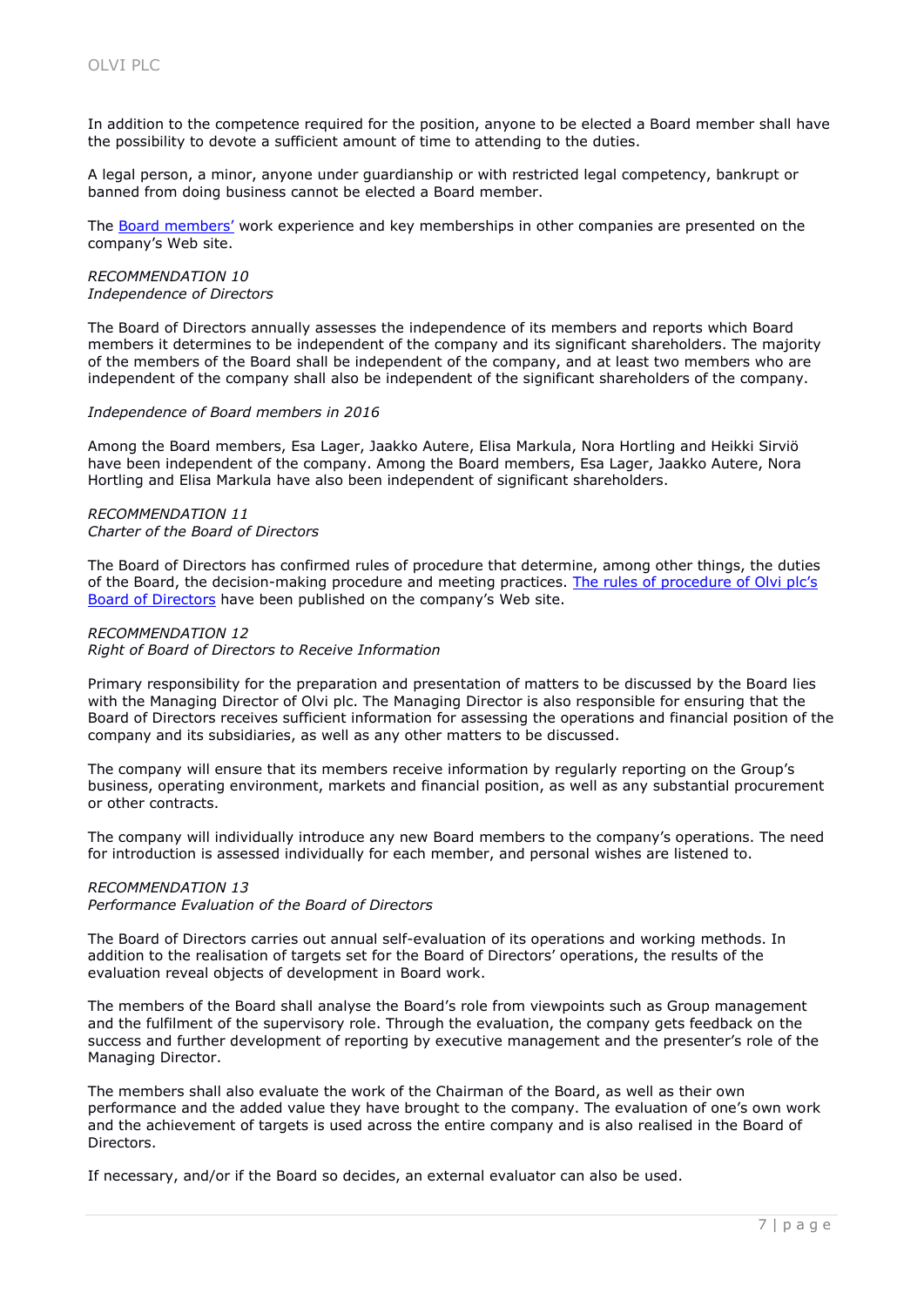In addition to the competence required for the position, anyone to be elected a Board member shall have the possibility to devote a sufficient amount of time to attending to the duties.

A legal person, a minor, anyone under guardianship or with restricted legal competency, bankrupt or banned from doing business cannot be elected a Board member.

The Board members' work experience and key memberships in other companies are presented on the company's Web site.

*RECOMMENDATION 10*
*Independence of Directors*

The Board of Directors annually assesses the independence of its members and reports which Board members it determines to be independent of the company and its significant shareholders. The majority of the members of the Board shall be independent of the company, and at least two members who are independent of the company shall also be independent of the significant shareholders of the company.

*Independence of Board members in 2016*

Among the Board members, Esa Lager, Jaakko Autere, Elisa Markula, Nora Hortling and Heikki Sirviö have been independent of the company. Among the Board members, Esa Lager, Jaakko Autere, Nora Hortling and Elisa Markula have also been independent of significant shareholders.

*RECOMMENDATION 11*
*Charter of the Board of Directors*

The Board of Directors has confirmed rules of procedure that determine, among other things, the duties of the Board, the decision-making procedure and meeting practices. The rules of procedure of Olvi plc's Board of Directors have been published on the company's Web site.

*RECOMMENDATION 12*
*Right of Board of Directors to Receive Information*

Primary responsibility for the preparation and presentation of matters to be discussed by the Board lies with the Managing Director of Olvi plc. The Managing Director is also responsible for ensuring that the Board of Directors receives sufficient information for assessing the operations and financial position of the company and its subsidiaries, as well as any other matters to be discussed.

The company will ensure that its members receive information by regularly reporting on the Group's business, operating environment, markets and financial position, as well as any substantial procurement or other contracts.

The company will individually introduce any new Board members to the company's operations. The need for introduction is assessed individually for each member, and personal wishes are listened to.

*RECOMMENDATION 13*
*Performance Evaluation of the Board of Directors*

The Board of Directors carries out annual self-evaluation of its operations and working methods. In addition to the realisation of targets set for the Board of Directors' operations, the results of the evaluation reveal objects of development in Board work.

The members of the Board shall analyse the Board's role from viewpoints such as Group management and the fulfilment of the supervisory role. Through the evaluation, the company gets feedback on the success and further development of reporting by executive management and the presenter's role of the Managing Director.

The members shall also evaluate the work of the Chairman of the Board, as well as their own performance and the added value they have brought to the company. The evaluation of one's own work and the achievement of targets is used across the entire company and is also realised in the Board of Directors.

If necessary, and/or if the Board so decides, an external evaluator can also be used.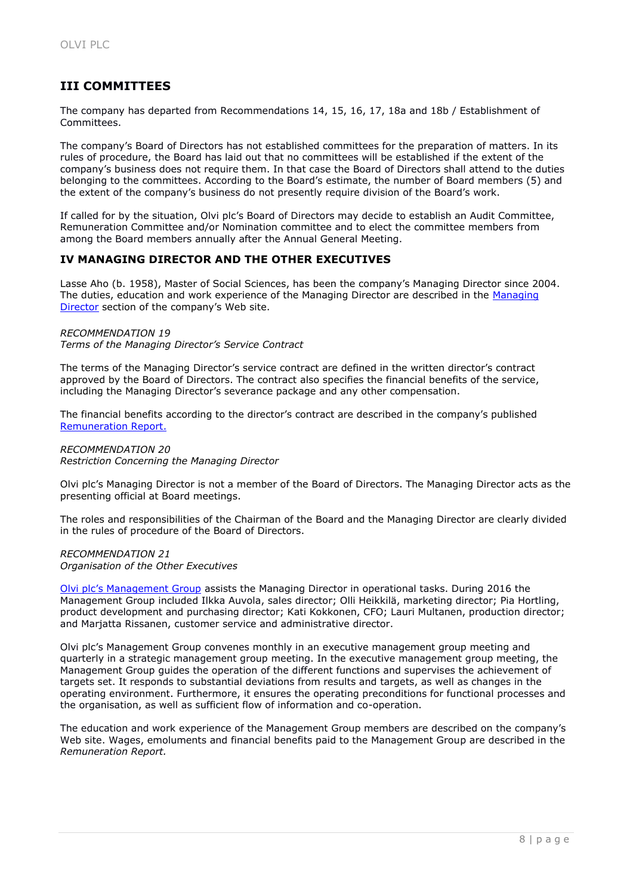## III COMMITTEES

The company has departed from Recommendations 14, 15, 16, 17, 18a and 18b / Establishment of Committees.

The company's Board of Directors has not established committees for the preparation of matters. In its rules of procedure, the Board has laid out that no committees will be established if the extent of the company's business does not require them. In that case the Board of Directors shall attend to the duties belonging to the committees. According to the Board's estimate, the number of Board members (5) and the extent of the company's business do not presently require division of the Board's work.

If called for by the situation, Olvi plc's Board of Directors may decide to establish an Audit Committee, Remuneration Committee and/or Nomination committee and to elect the committee members from among the Board members annually after the Annual General Meeting.

## IV MANAGING DIRECTOR AND THE OTHER EXECUTIVES

Lasse Aho (b. 1958), Master of Social Sciences, has been the company's Managing Director since 2004. The duties, education and work experience of the Managing Director are described in the Managing Director section of the company's Web site.

*RECOMMENDATION 19*
*Terms of the Managing Director's Service Contract*

The terms of the Managing Director's service contract are defined in the written director's contract approved by the Board of Directors. The contract also specifies the financial benefits of the service, including the Managing Director's severance package and any other compensation.

The financial benefits according to the director's contract are described in the company's published Remuneration Report.

*RECOMMENDATION 20*
*Restriction Concerning the Managing Director*

Olvi plc's Managing Director is not a member of the Board of Directors. The Managing Director acts as the presenting official at Board meetings.

The roles and responsibilities of the Chairman of the Board and the Managing Director are clearly divided in the rules of procedure of the Board of Directors.

*RECOMMENDATION 21*
*Organisation of the Other Executives*

Olvi plc's Management Group assists the Managing Director in operational tasks. During 2016 the Management Group included Ilkka Auvola, sales director; Olli Heikkilä, marketing director; Pia Hortling, product development and purchasing director; Kati Kokkonen, CFO; Lauri Multanen, production director; and Marjatta Rissanen, customer service and administrative director.

Olvi plc's Management Group convenes monthly in an executive management group meeting and quarterly in a strategic management group meeting. In the executive management group meeting, the Management Group guides the operation of the different functions and supervises the achievement of targets set. It responds to substantial deviations from results and targets, as well as changes in the operating environment. Furthermore, it ensures the operating preconditions for functional processes and the organisation, as well as sufficient flow of information and co-operation.

The education and work experience of the Management Group members are described on the company's Web site. Wages, emoluments and financial benefits paid to the Management Group are described in the *Remuneration Report.*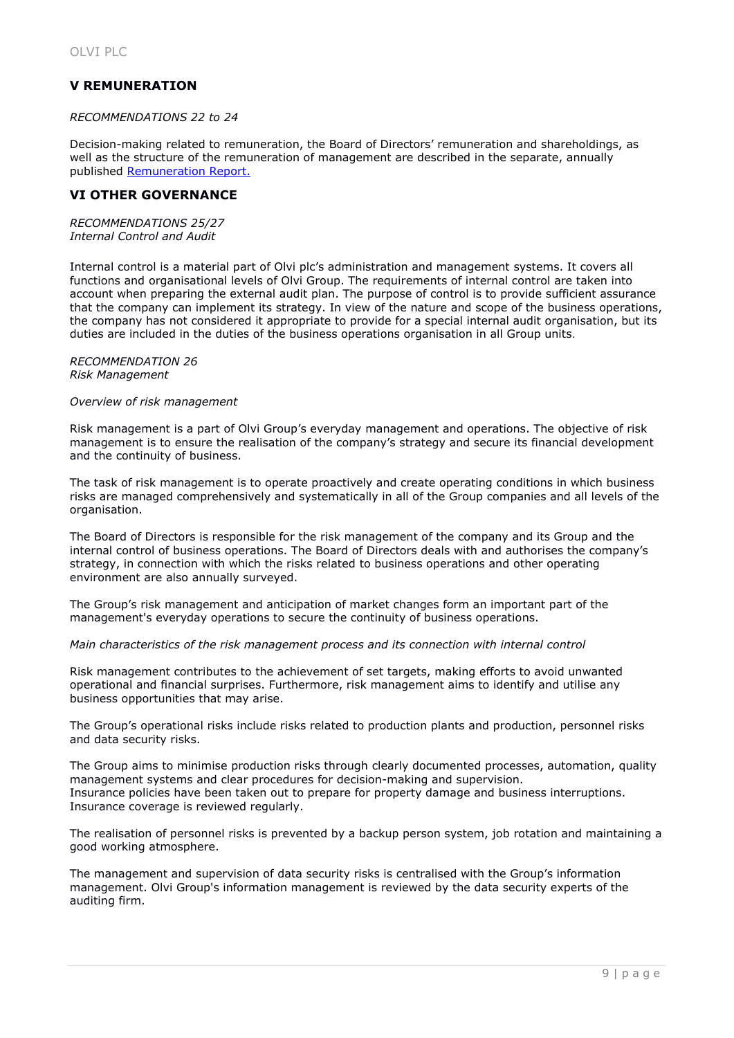## V REMUNERATION

*RECOMMENDATIONS 22 to 24*

Decision-making related to remuneration, the Board of Directors' remuneration and shareholdings, as well as the structure of the remuneration of management are described in the separate, annually published Remuneration Report.

## VI OTHER GOVERNANCE

*RECOMMENDATIONS 25/27*
*Internal Control and Audit*

Internal control is a material part of Olvi plc's administration and management systems. It covers all functions and organisational levels of Olvi Group. The requirements of internal control are taken into account when preparing the external audit plan. The purpose of control is to provide sufficient assurance that the company can implement its strategy. In view of the nature and scope of the business operations, the company has not considered it appropriate to provide for a special internal audit organisation, but its duties are included in the duties of the business operations organisation in all Group units.

*RECOMMENDATION 26*
*Risk Management*

*Overview of risk management*

Risk management is a part of Olvi Group's everyday management and operations. The objective of risk management is to ensure the realisation of the company's strategy and secure its financial development and the continuity of business.

The task of risk management is to operate proactively and create operating conditions in which business risks are managed comprehensively and systematically in all of the Group companies and all levels of the organisation.

The Board of Directors is responsible for the risk management of the company and its Group and the internal control of business operations. The Board of Directors deals with and authorises the company's strategy, in connection with which the risks related to business operations and other operating environment are also annually surveyed.

The Group's risk management and anticipation of market changes form an important part of the management's everyday operations to secure the continuity of business operations.

*Main characteristics of the risk management process and its connection with internal control*

Risk management contributes to the achievement of set targets, making efforts to avoid unwanted operational and financial surprises. Furthermore, risk management aims to identify and utilise any business opportunities that may arise.

The Group's operational risks include risks related to production plants and production, personnel risks and data security risks.

The Group aims to minimise production risks through clearly documented processes, automation, quality management systems and clear procedures for decision-making and supervision.
Insurance policies have been taken out to prepare for property damage and business interruptions. Insurance coverage is reviewed regularly.

The realisation of personnel risks is prevented by a backup person system, job rotation and maintaining a good working atmosphere.

The management and supervision of data security risks is centralised with the Group's information management. Olvi Group's information management is reviewed by the data security experts of the auditing firm.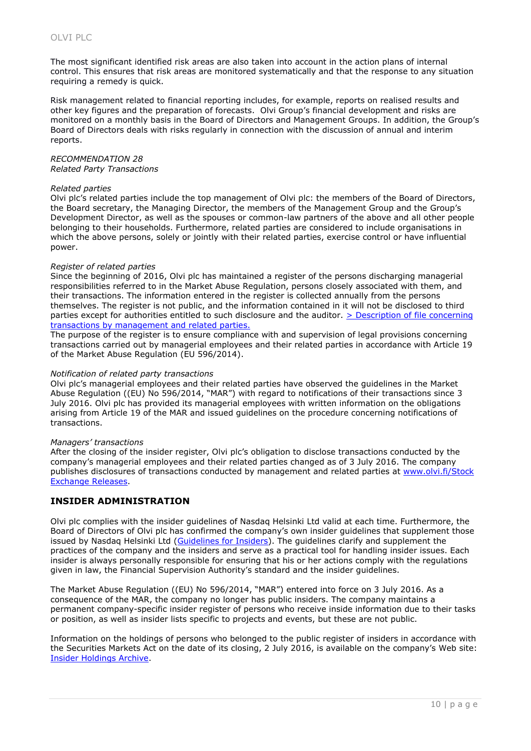The most significant identified risk areas are also taken into account in the action plans of internal control. This ensures that risk areas are monitored systematically and that the response to any situation requiring a remedy is quick.

Risk management related to financial reporting includes, for example, reports on realised results and other key figures and the preparation of forecasts. Olvi Group's financial development and risks are monitored on a monthly basis in the Board of Directors and Management Groups. In addition, the Group's Board of Directors deals with risks regularly in connection with the discussion of annual and interim reports.

*RECOMMENDATION 28*
*Related Party Transactions*

*Related parties*
Olvi plc's related parties include the top management of Olvi plc: the members of the Board of Directors, the Board secretary, the Managing Director, the members of the Management Group and the Group's Development Director, as well as the spouses or common-law partners of the above and all other people belonging to their households. Furthermore, related parties are considered to include organisations in which the above persons, solely or jointly with their related parties, exercise control or have influential power.

*Register of related parties*
Since the beginning of 2016, Olvi plc has maintained a register of the persons discharging managerial responsibilities referred to in the Market Abuse Regulation, persons closely associated with them, and their transactions. The information entered in the register is collected annually from the persons themselves. The register is not public, and the information contained in it will not be disclosed to third parties except for authorities entitled to such disclosure and the auditor. > Description of file concerning transactions by management and related parties.
The purpose of the register is to ensure compliance with and supervision of legal provisions concerning transactions carried out by managerial employees and their related parties in accordance with Article 19 of the Market Abuse Regulation (EU 596/2014).

*Notification of related party transactions*
Olvi plc's managerial employees and their related parties have observed the guidelines in the Market Abuse Regulation ((EU) No 596/2014, "MAR") with regard to notifications of their transactions since 3 July 2016. Olvi plc has provided its managerial employees with written information on the obligations arising from Article 19 of the MAR and issued guidelines on the procedure concerning notifications of transactions.

*Managers' transactions*
After the closing of the insider register, Olvi plc's obligation to disclose transactions conducted by the company's managerial employees and their related parties changed as of 3 July 2016. The company publishes disclosures of transactions conducted by management and related parties at www.olvi.fi/Stock Exchange Releases.

## INSIDER ADMINISTRATION

Olvi plc complies with the insider guidelines of Nasdaq Helsinki Ltd valid at each time. Furthermore, the Board of Directors of Olvi plc has confirmed the company's own insider guidelines that supplement those issued by Nasdaq Helsinki Ltd (Guidelines for Insiders). The guidelines clarify and supplement the practices of the company and the insiders and serve as a practical tool for handling insider issues. Each insider is always personally responsible for ensuring that his or her actions comply with the regulations given in law, the Financial Supervision Authority's standard and the insider guidelines.

The Market Abuse Regulation ((EU) No 596/2014, "MAR") entered into force on 3 July 2016. As a consequence of the MAR, the company no longer has public insiders. The company maintains a permanent company-specific insider register of persons who receive inside information due to their tasks or position, as well as insider lists specific to projects and events, but these are not public.

Information on the holdings of persons who belonged to the public register of insiders in accordance with the Securities Markets Act on the date of its closing, 2 July 2016, is available on the company's Web site: Insider Holdings Archive.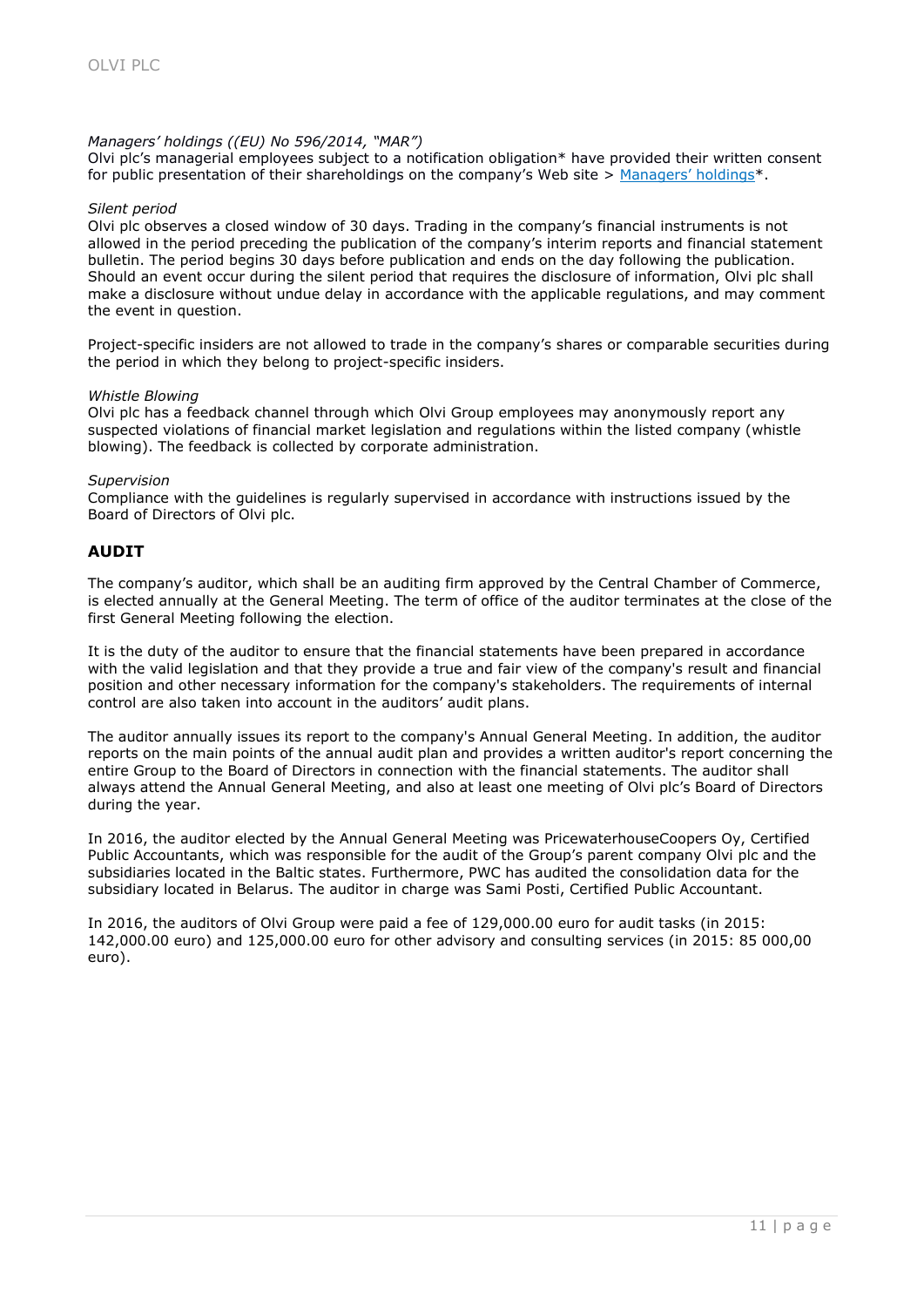*Managers' holdings ((EU) No 596/2014, "MAR")*
Olvi plc's managerial employees subject to a notification obligation* have provided their written consent for public presentation of their shareholdings on the company's Web site > [Managers' holdings]*.

*Silent period*
Olvi plc observes a closed window of 30 days. Trading in the company's financial instruments is not allowed in the period preceding the publication of the company's interim reports and financial statement bulletin. The period begins 30 days before publication and ends on the day following the publication. Should an event occur during the silent period that requires the disclosure of information, Olvi plc shall make a disclosure without undue delay in accordance with the applicable regulations, and may comment the event in question.

Project-specific insiders are not allowed to trade in the company's shares or comparable securities during the period in which they belong to project-specific insiders.

*Whistle Blowing*
Olvi plc has a feedback channel through which Olvi Group employees may anonymously report any suspected violations of financial market legislation and regulations within the listed company (whistle blowing). The feedback is collected by corporate administration.

*Supervision*
Compliance with the guidelines is regularly supervised in accordance with instructions issued by the Board of Directors of Olvi plc.

## AUDIT

The company's auditor, which shall be an auditing firm approved by the Central Chamber of Commerce, is elected annually at the General Meeting. The term of office of the auditor terminates at the close of the first General Meeting following the election.

It is the duty of the auditor to ensure that the financial statements have been prepared in accordance with the valid legislation and that they provide a true and fair view of the company's result and financial position and other necessary information for the company's stakeholders. The requirements of internal control are also taken into account in the auditors' audit plans.

The auditor annually issues its report to the company's Annual General Meeting. In addition, the auditor reports on the main points of the annual audit plan and provides a written auditor's report concerning the entire Group to the Board of Directors in connection with the financial statements. The auditor shall always attend the Annual General Meeting, and also at least one meeting of Olvi plc's Board of Directors during the year.

In 2016, the auditor elected by the Annual General Meeting was PricewaterhouseCoopers Oy, Certified Public Accountants, which was responsible for the audit of the Group's parent company Olvi plc and the subsidiaries located in the Baltic states. Furthermore, PWC has audited the consolidation data for the subsidiary located in Belarus. The auditor in charge was Sami Posti, Certified Public Accountant.

In 2016, the auditors of Olvi Group were paid a fee of 129,000.00 euro for audit tasks (in 2015: 142,000.00 euro) and 125,000.00 euro for other advisory and consulting services (in 2015: 85 000,00 euro).